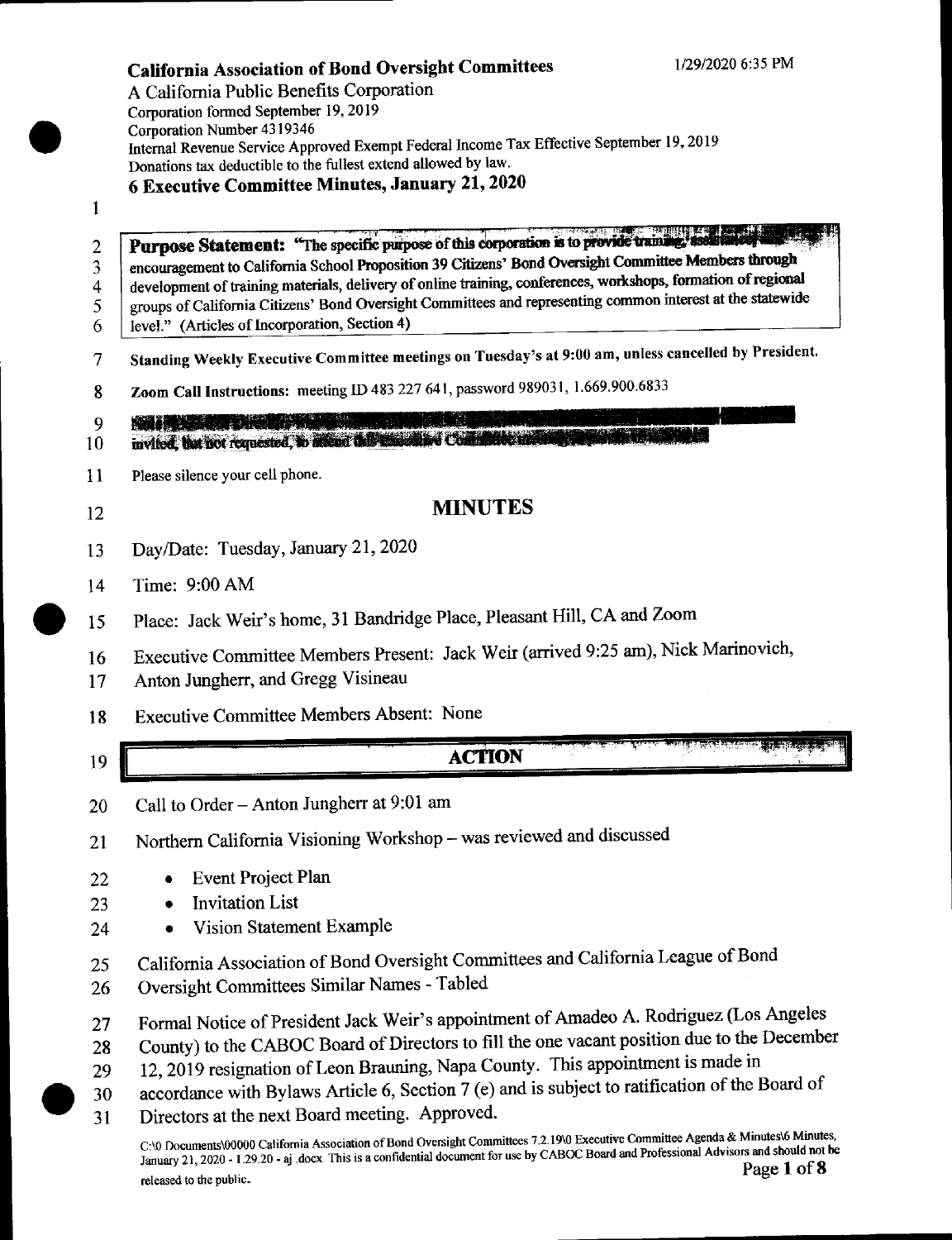**California Association of Bond Oversight Committees** 1/29/2020 6:35 PM

A California Public Benefits Corporation
Corporation formed September 19, 2019
Corporation Number 4319346
Internal Revenue Service Approved Exempt Federal Income Tax Effective September 19, 2019
Donations tax deductible to the fullest extend allowed by law.

## 6 Executive Committee Minutes, January 21, 2020

**Purpose Statement:** "The specific purpose of this corporation is to provide training, assistance and encouragement to California School Proposition 39 Citizens' Bond Oversight Committee Members through development of training materials, delivery of online training, conferences, workshops, formation of regional groups of California Citizens' Bond Oversight Committees and representing common interest at the statewide level." (Articles of Incorporation, Section 4)

**Standing Weekly Executive Committee meetings on Tuesday's at 9:00 am, unless cancelled by President.**

**Zoom Call Instructions:** meeting ID 483 227 641, password 989031, 1.669.900.6833

invited, but not requested, to attend this Executive Committee meeting

Please silence your cell phone.

## MINUTES

Day/Date: Tuesday, January 21, 2020

Time: 9:00 AM

Place: Jack Weir's home, 31 Bandridge Place, Pleasant Hill, CA and Zoom

Executive Committee Members Present: Jack Weir (arrived 9:25 am), Nick Marinovich, Anton Jungherr, and Gregg Visineau

Executive Committee Members Absent: None

## ACTION

Call to Order – Anton Jungherr at 9:01 am

Northern California Visioning Workshop – was reviewed and discussed

- Event Project Plan
- Invitation List
- Vision Statement Example

California Association of Bond Oversight Committees and California League of Bond Oversight Committees Similar Names - Tabled

Formal Notice of President Jack Weir's appointment of Amadeo A. Rodriguez (Los Angeles County) to the CABOC Board of Directors to fill the one vacant position due to the December 12, 2019 resignation of Leon Brauning, Napa County. This appointment is made in accordance with Bylaws Article 6, Section 7 (e) and is subject to ratification of the Board of Directors at the next Board meeting. Approved.

C:\0 Documents\00000 California Association of Bond Oversight Committees 7.2.19\0 Executive Committee Agenda & Minutes\6 Minutes, January 21, 2020 - 1.29.20 - aj .docx This is a confidential document for use by CABOC Board and Professional Advisors and should not be released to the public.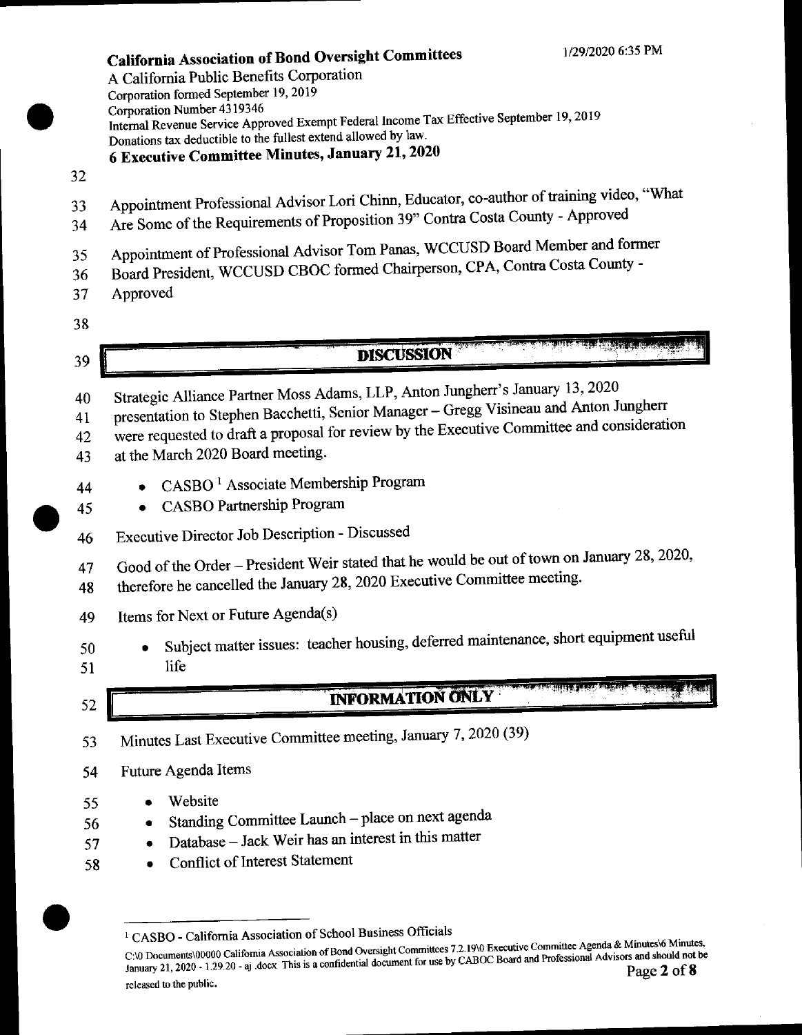**California Association of Bond Oversight Committees**

1/29/2020 6:35 PM

A California Public Benefits Corporation
Corporation formed September 19, 2019
Corporation Number 4319346
Internal Revenue Service Approved Exempt Federal Income Tax Effective September 19, 2019
Donations tax deductible to the fullest extend allowed by law.

**6 Executive Committee Minutes, January 21, 2020**

Appointment Professional Advisor Lori Chinn, Educator, co-author of training video, "What Are Some of the Requirements of Proposition 39" Contra Costa County - Approved

Appointment of Professional Advisor Tom Panas, WCCUSD Board Member and former Board President, WCCUSD CBOC formed Chairperson, CPA, Contra Costa County - Approved

## DISCUSSION

Strategic Alliance Partner Moss Adams, LLP, Anton Jungherr's January 13, 2020 presentation to Stephen Bacchetti, Senior Manager – Gregg Visineau and Anton Jungherr were requested to draft a proposal for review by the Executive Committee and consideration at the March 2020 Board meeting.

- CASBO [1] Associate Membership Program
- CASBO Partnership Program

Executive Director Job Description - Discussed

Good of the Order – President Weir stated that he would be out of town on January 28, 2020, therefore he cancelled the January 28, 2020 Executive Committee meeting.

Items for Next or Future Agenda(s)

- Subject matter issues: teacher housing, deferred maintenance, short equipment useful life

## INFORMATION ONLY

Minutes Last Executive Committee meeting, January 7, 2020 (39)

Future Agenda Items

- Website
- Standing Committee Launch – place on next agenda
- Database – Jack Weir has an interest in this matter
- Conflict of Interest Statement

[1] CASBO - California Association of School Business Officials

C:\0 Documents\00000 California Association of Bond Oversight Committees 7.2.19\0 Executive Committee Agenda & Minutes\6 Minutes, January 21, 2020 - 1.29.20 - aj .docx This is a confidential document for use by CABOC Board and Professional Advisors and should not be released to the public.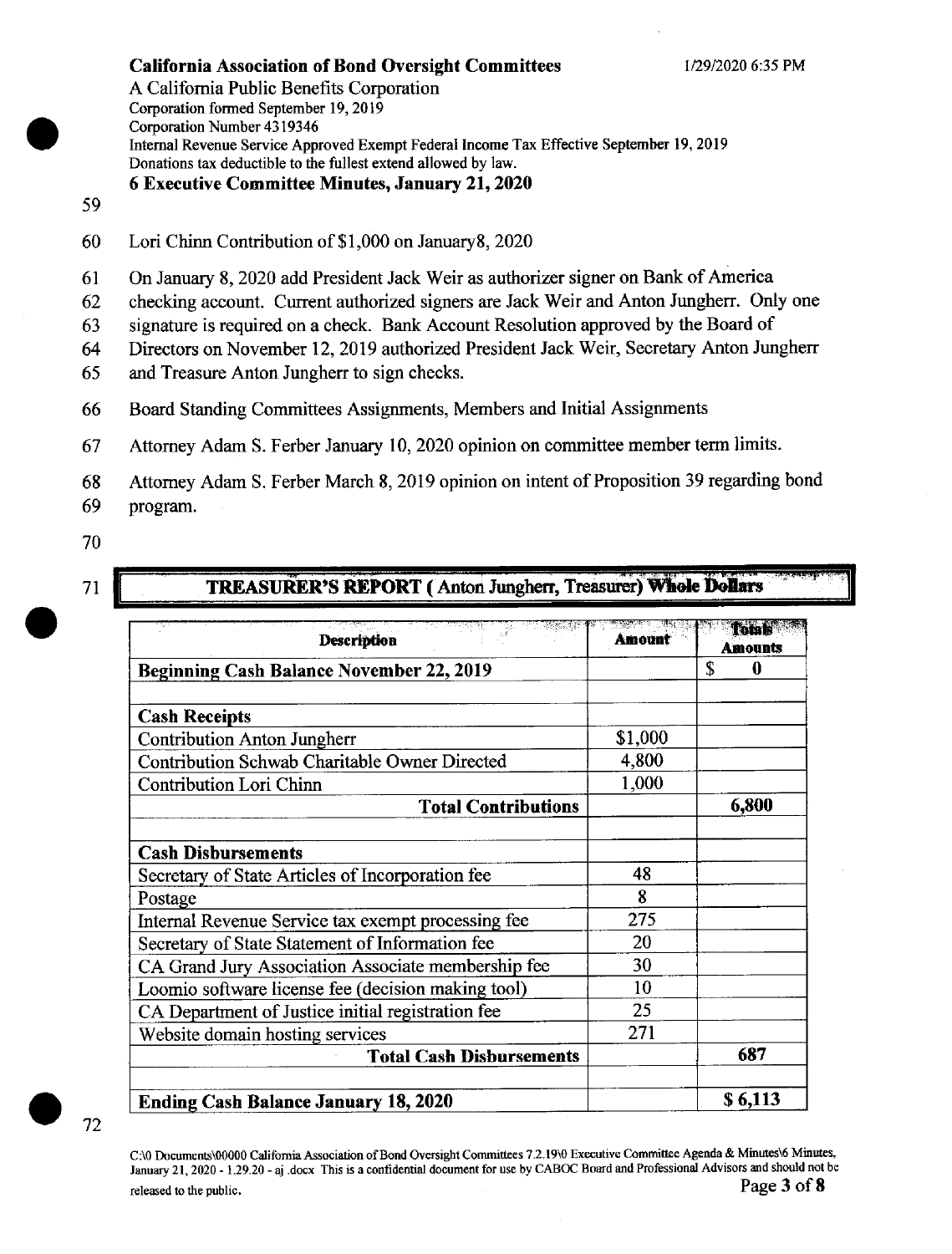**California Association of Bond Oversight Committees** 1/29/2020 6:35 PM

A California Public Benefits Corporation
Corporation formed September 19, 2019
Corporation Number 4319346
Internal Revenue Service Approved Exempt Federal Income Tax Effective September 19, 2019
Donations tax deductible to the fullest extend allowed by law.

**6 Executive Committee Minutes, January 21, 2020**

59

60 Lori Chinn Contribution of $1,000 on January8, 2020

61 On January 8, 2020 add President Jack Weir as authorizer signer on Bank of America
62 checking account. Current authorized signers are Jack Weir and Anton Jungherr. Only one
63 signature is required on a check. Bank Account Resolution approved by the Board of
64 Directors on November 12, 2019 authorized President Jack Weir, Secretary Anton Jungherr
65 and Treasure Anton Jungherr to sign checks.

66 Board Standing Committees Assignments, Members and Initial Assignments

67 Attorney Adam S. Ferber January 10, 2020 opinion on committee member term limits.

68 Attorney Adam S. Ferber March 8, 2019 opinion on intent of Proposition 39 regarding bond
69 program.

70

71 **TREASURER'S REPORT ( Anton Jungherr, Treasurer) Whole Dollars**

| Description | Amount | Totals Amounts |
|---|---|---|
| **Beginning Cash Balance November 22, 2019** | | $ 0 |
| | | |
| **Cash Receipts** | | |
| Contribution Anton Jungherr | $1,000 | |
| Contribution Schwab Charitable Owner Directed | 4,800 | |
| Contribution Lori Chinn | 1,000 | |
| **Total Contributions** | | 6,800 |
| | | |
| **Cash Disbursements** | | |
| Secretary of State Articles of Incorporation fee | 48 | |
| Postage | 8 | |
| Internal Revenue Service tax exempt processing fee | 275 | |
| Secretary of State Statement of Information fee | 20 | |
| CA Grand Jury Association Associate membership fee | 30 | |
| Loomio software license fee (decision making tool) | 10 | |
| CA Department of Justice initial registration fee | 25 | |
| Website domain hosting services | 271 | |
| **Total Cash Disbursements** | | 687 |
| | | |
| **Ending Cash Balance January 18, 2020** | | $ 6,113 |

72

C:\0 Documents\00000 California Association of Bond Oversight Committees 7.2.19\0 Executive Committee Agenda & Minutes\6 Minutes, January 21, 2020 - 1.29.20 - aj .docx This is a confidential document for use by CABOC Board and Professional Advisors and should not be released to the public.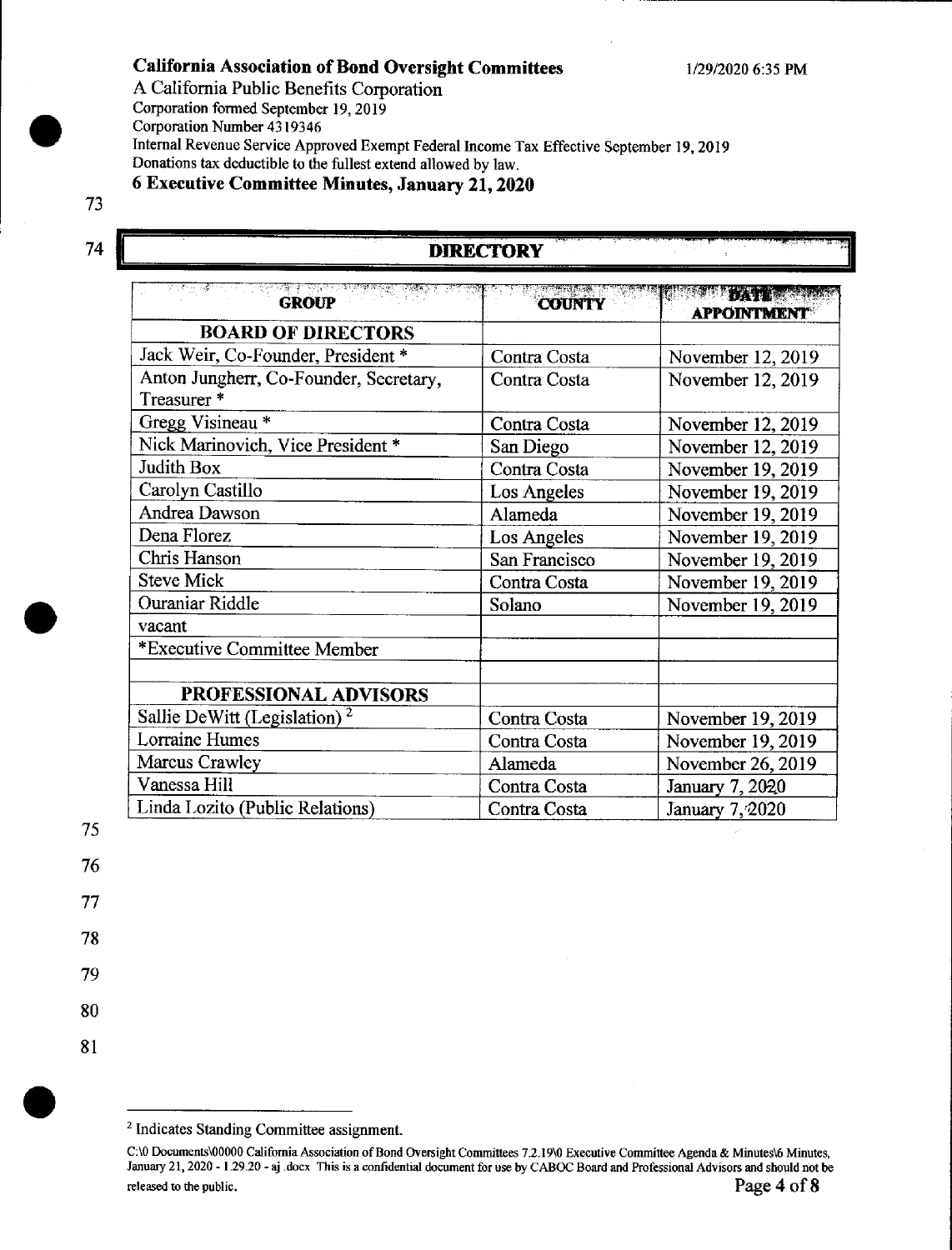**California Association of Bond Oversight Committees** 1/29/2020 6:35 PM

A California Public Benefits Corporation
Corporation formed September 19, 2019
Corporation Number 4319346
Internal Revenue Service Approved Exempt Federal Income Tax Effective September 19, 2019
Donations tax deductible to the fullest extend allowed by law.

**6 Executive Committee Minutes, January 21, 2020**

73

74

## DIRECTORY

| GROUP | COUNTY | DATE APPOINTMENT |
|---|---|---|
| **BOARD OF DIRECTORS** | | |
| Jack Weir, Co-Founder, President * | Contra Costa | November 12, 2019 |
| Anton Jungherr, Co-Founder, Secretary, Treasurer * | Contra Costa | November 12, 2019 |
| Gregg Visineau * | Contra Costa | November 12, 2019 |
| Nick Marinovich, Vice President * | San Diego | November 12, 2019 |
| Judith Box | Contra Costa | November 19, 2019 |
| Carolyn Castillo | Los Angeles | November 19, 2019 |
| Andrea Dawson | Alameda | November 19, 2019 |
| Dena Florez | Los Angeles | November 19, 2019 |
| Chris Hanson | San Francisco | November 19, 2019 |
| Steve Mick | Contra Costa | November 19, 2019 |
| Ouraniar Riddle | Solano | November 19, 2019 |
| vacant | | |
| *Executive Committee Member | | |
| | | |
| **PROFESSIONAL ADVISORS** | | |
| Sallie DeWitt (Legislation) [2] | Contra Costa | November 19, 2019 |
| Lorraine Humes | Contra Costa | November 19, 2019 |
| Marcus Crawley | Alameda | November 26, 2019 |
| Vanessa Hill | Contra Costa | January 7, 2020 |
| Linda Lozito (Public Relations) | Contra Costa | January 7, 2020 |

75

76

77

78

79

80

81

[2] Indicates Standing Committee assignment.

C:\0 Documents\00000 California Association of Bond Oversight Committees 7.2.19\0 Executive Committee Agenda & Minutes\6 Minutes, January 21, 2020 - 1.29.20 - aj .docx This is a confidential document for use by CABOC Board and Professional Advisors and should not be released to the public.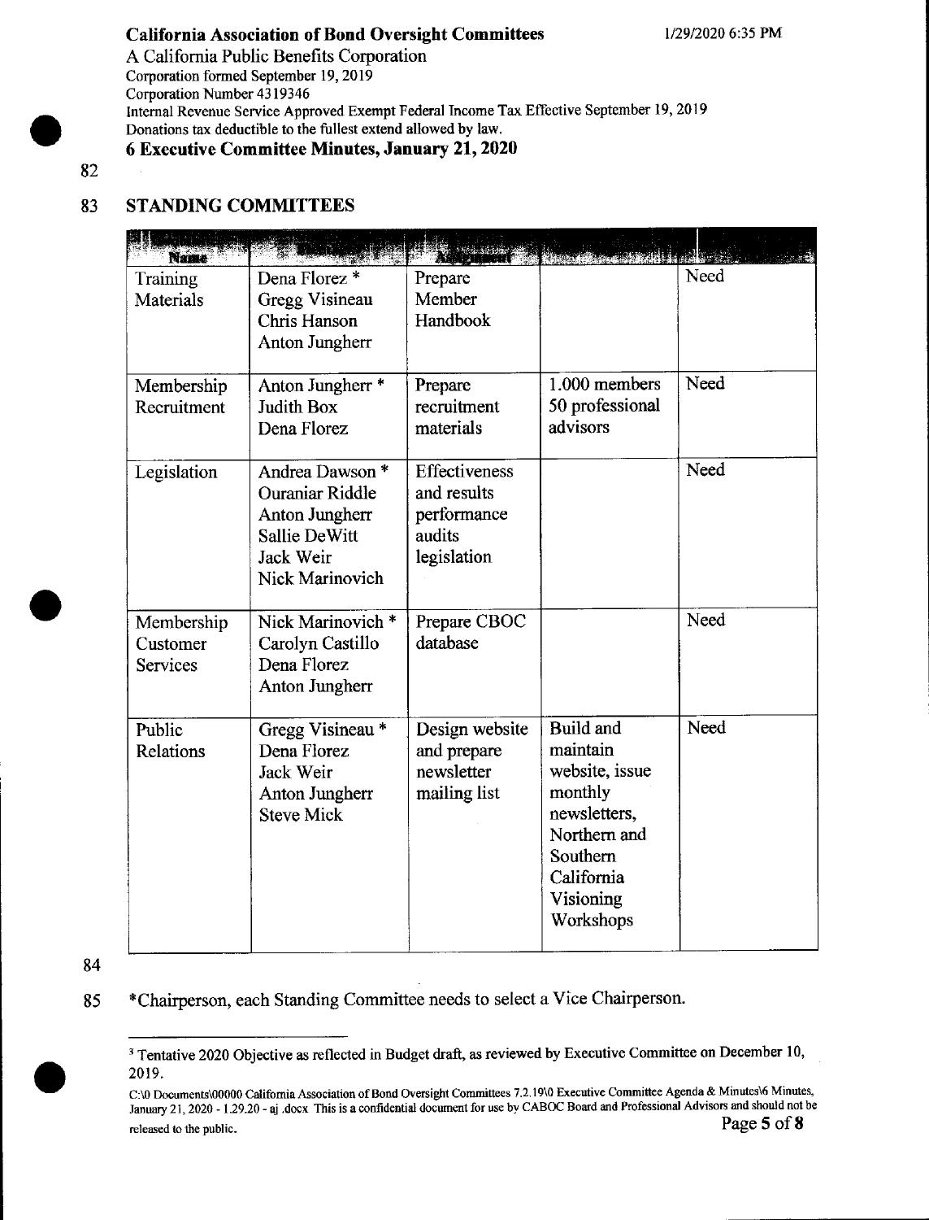82

## 83 STANDING COMMITTEES

| Name | | Assignment | | |
|---|---|---|---|---|
| Training Materials | Dena Florez * <br> Gregg Visineau <br> Chris Hanson <br> Anton Jungherr | Prepare Member Handbook | | Need |
| Membership Recruitment | Anton Jungherr * <br> Judith Box <br> Dena Florez | Prepare recruitment materials | 1.000 members <br> 50 professional advisors | Need |
| Legislation | Andrea Dawson * <br> Ouraniar Riddle <br> Anton Jungherr <br> Sallie DeWitt <br> Jack Weir <br> Nick Marinovich | Effectiveness and results performance audits legislation | | Need |
| Membership Customer Services | Nick Marinovich * <br> Carolyn Castillo <br> Dena Florez <br> Anton Jungherr | Prepare CBOC database | | Need |
| Public Relations | Gregg Visineau * <br> Dena Florez <br> Jack Weir <br> Anton Jungherr <br> Steve Mick | Design website and prepare newsletter mailing list | Build and maintain website, issue monthly newsletters, Northern and Southern California Visioning Workshops | Need |

84

85 *Chairperson, each Standing Committee needs to select a Vice Chairperson.

---

[3] Tentative 2020 Objective as reflected in Budget draft, as reviewed by Executive Committee on December 10, 2019.

C:\0 Documents\00000 California Association of Bond Oversight Committees 7.2.19\0 Executive Committee Agenda & Minutes\6 Minutes, January 21, 2020 - 1.29.20 - aj .docx This is a confidential document for use by CABOC Board and Professional Advisors and should not be released to the public.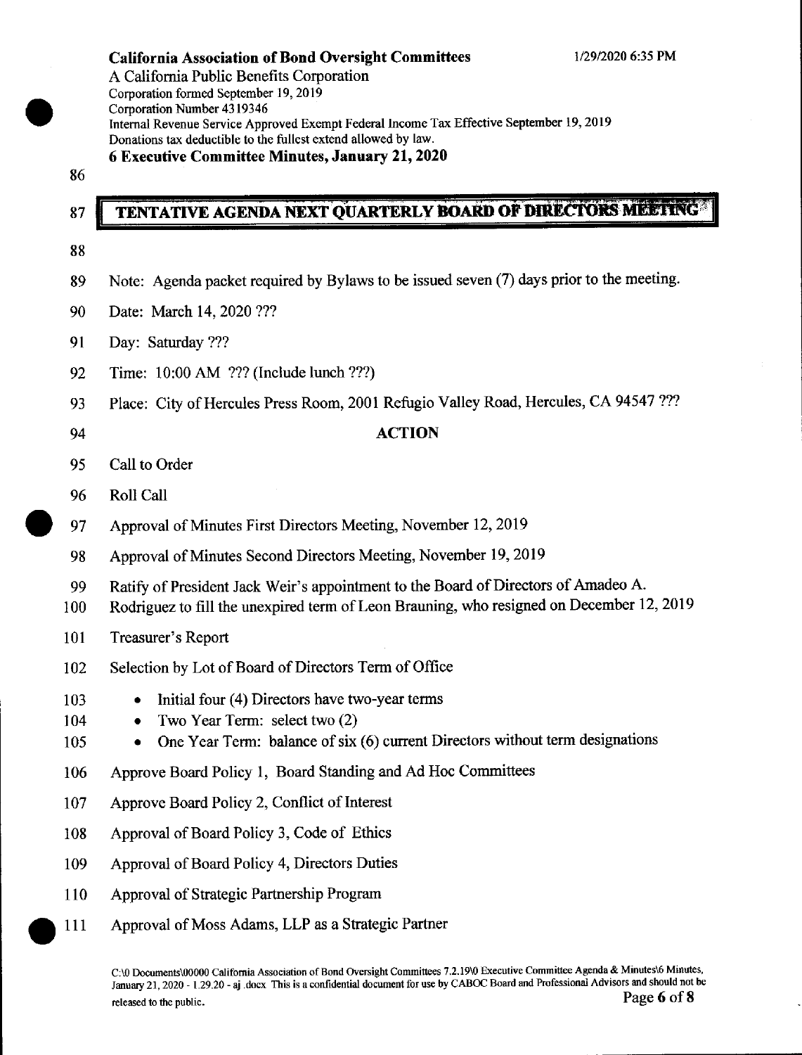## TENTATIVE AGENDA NEXT QUARTERLY BOARD OF DIRECTORS MEETING

Note: Agenda packet required by Bylaws to be issued seven (7) days prior to the meeting.

Date: March 14, 2020 ???

Day: Saturday ???

Time: 10:00 AM ??? (Include lunch ???)

Place: City of Hercules Press Room, 2001 Refugio Valley Road, Hercules, CA 94547 ???

**ACTION**

Call to Order

Roll Call

Approval of Minutes First Directors Meeting, November 12, 2019

Approval of Minutes Second Directors Meeting, November 19, 2019

Ratify of President Jack Weir's appointment to the Board of Directors of Amadeo A. Rodriguez to fill the unexpired term of Leon Brauning, who resigned on December 12, 2019

Treasurer's Report

Selection by Lot of Board of Directors Term of Office

- Initial four (4) Directors have two-year terms
- Two Year Term: select two (2)
- One Year Term: balance of six (6) current Directors without term designations

Approve Board Policy 1, Board Standing and Ad Hoc Committees

Approve Board Policy 2, Conflict of Interest

Approval of Board Policy 3, Code of Ethics

Approval of Board Policy 4, Directors Duties

Approval of Strategic Partnership Program

Approval of Moss Adams, LLP as a Strategic Partner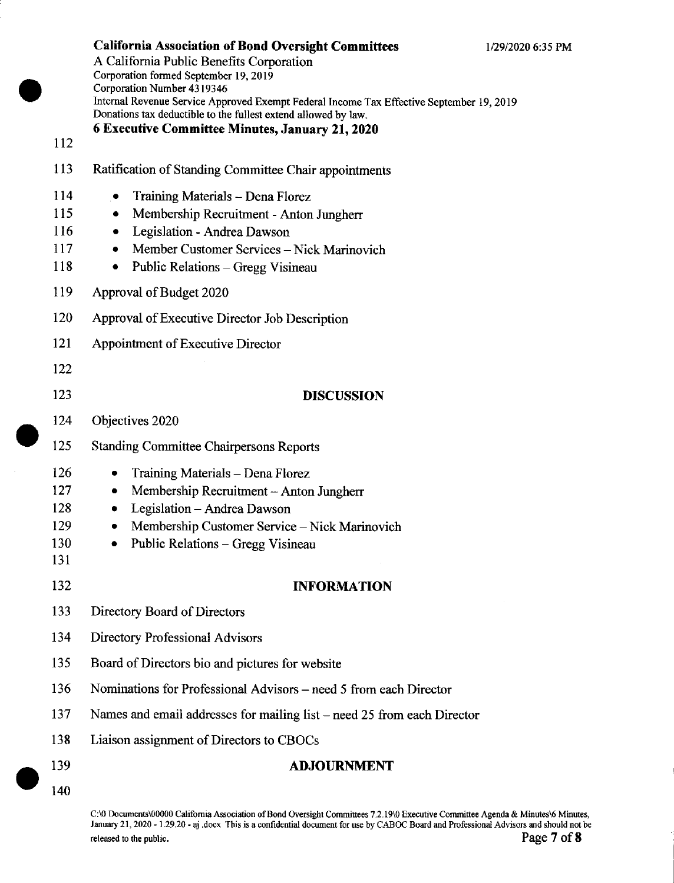Ratification of Standing Committee Chair appointments

- Training Materials – Dena Florez
- Membership Recruitment - Anton Jungherr
- Legislation - Andrea Dawson
- Member Customer Services – Nick Marinovich
- Public Relations – Gregg Visineau

Approval of Budget 2020

Approval of Executive Director Job Description

Appointment of Executive Director

## DISCUSSION

Objectives 2020

Standing Committee Chairpersons Reports

- Training Materials – Dena Florez
- Membership Recruitment – Anton Jungherr
- Legislation – Andrea Dawson
- Membership Customer Service – Nick Marinovich
- Public Relations – Gregg Visineau

## INFORMATION

Directory Board of Directors

Directory Professional Advisors

Board of Directors bio and pictures for website

Nominations for Professional Advisors – need 5 from each Director

Names and email addresses for mailing list – need 25 from each Director

Liaison assignment of Directors to CBOCs

## ADJOURNMENT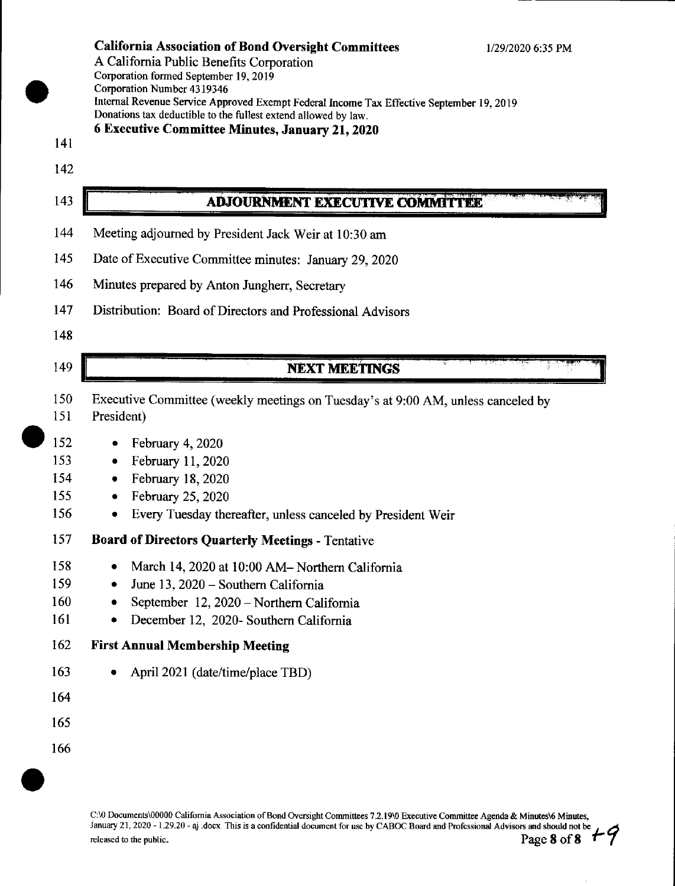**California Association of Bond Oversight Committees** 1/29/2020 6:35 PM

A California Public Benefits Corporation
Corporation formed September 19, 2019
Corporation Number 4319346
Internal Revenue Service Approved Exempt Federal Income Tax Effective September 19, 2019
Donations tax deductible to the fullest extend allowed by law.

**6 Executive Committee Minutes, January 21, 2020**

## ADJOURNMENT EXECUTIVE COMMITTEE

Meeting adjourned by President Jack Weir at 10:30 am

Date of Executive Committee minutes: January 29, 2020

Minutes prepared by Anton Jungherr, Secretary

Distribution: Board of Directors and Professional Advisors

## NEXT MEETINGS

Executive Committee (weekly meetings on Tuesday's at 9:00 AM, unless canceled by President)

- February 4, 2020
- February 11, 2020
- February 18, 2020
- February 25, 2020
- Every Tuesday thereafter, unless canceled by President Weir

**Board of Directors Quarterly Meetings** - Tentative

- March 14, 2020 at 10:00 AM– Northern California
- June 13, 2020 – Southern California
- September 12, 2020 – Northern California
- December 12, 2020- Southern California

**First Annual Membership Meeting**

- April 2021 (date/time/place TBD)

C:\0 Documents\00000 California Association of Bond Oversight Committees 7.2.19\0 Executive Committee Agenda & Minutes\6 Minutes, January 21, 2020 - 1.29.20 - aj .docx This is a confidential document for use by CABOC Board and Professional Advisors and should not be released to the public.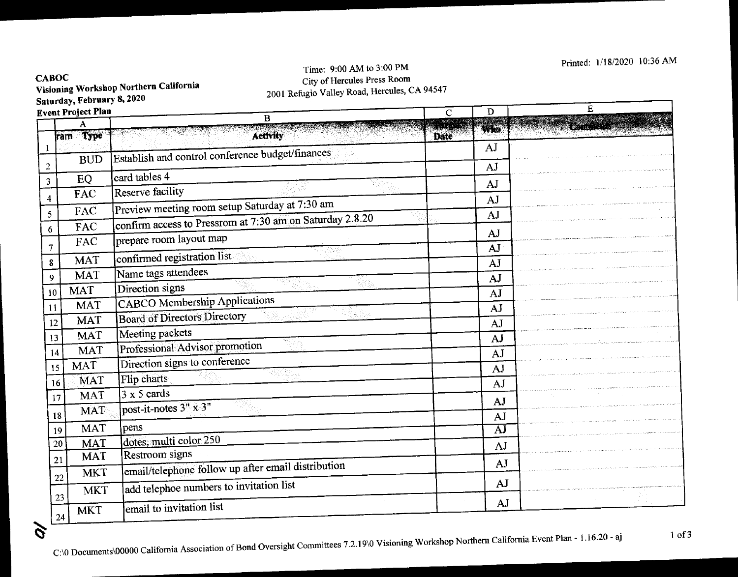**CABOC**
**Visioning Workshop Northern California**
**Saturday, February 8, 2020**
**Event Project Plan**

Time: 9:00 AM to 3:00 PM
City of Hercules Press Room
2001 Refugio Valley Road, Hercules, CA 94547

Printed: 1/18/2020 10:36 AM

| | A | B | C | D | E |
|---|---|---|---|---|---|
| | ram Type | Activity | Target Date | Who | Comments |
| 1 | | | | AJ | |
| 2 | BUD | Establish and control conference budget/finances | | AJ | |
| 3 | EQ | card tables 4 | | AJ | |
| 4 | FAC | Reserve facility | | AJ | |
| 5 | FAC | Preview meeting room setup Saturday at 7:30 am | | AJ | |
| 6 | FAC | confirm access to Pressrom at 7:30 am on Saturday 2.8.20 | | AJ | |
| 7 | FAC | prepare room layout map | | AJ | |
| 8 | MAT | confirmed registration list | | AJ | |
| 9 | MAT | Name tags attendees | | AJ | |
| 10 | MAT | Direction signs | | AJ | |
| 11 | MAT | CABCO Membership Applications | | AJ | |
| 12 | MAT | Board of Directors Directory | | AJ | |
| 13 | MAT | Meeting packets | | AJ | |
| 14 | MAT | Professional Advisor promotion | | AJ | |
| 15 | MAT | Direction signs to conference | | AJ | |
| 16 | MAT | Flip charts | | AJ | |
| 17 | MAT | 3 x 5 cards | | AJ | |
| 18 | MAT | post-it-notes 3" x 3" | | AJ | |
| 19 | MAT | pens | | AJ | |
| 20 | MAT | dotes, multi color 250 | | AJ | |
| 21 | MAT | Restroom signs | | AJ | |
| 22 | MKT | email/telephone follow up after email distribution | | AJ | |
| 23 | MKT | add telephoe numbers to invitation list | | AJ | |
| 24 | MKT | email to invitation list | | AJ | |

C:\0 Documents\00000 California Association of Bond Oversight Committees 7.2.19\0 Visioning Workshop Northern California Event Plan - 1.16.20 - aj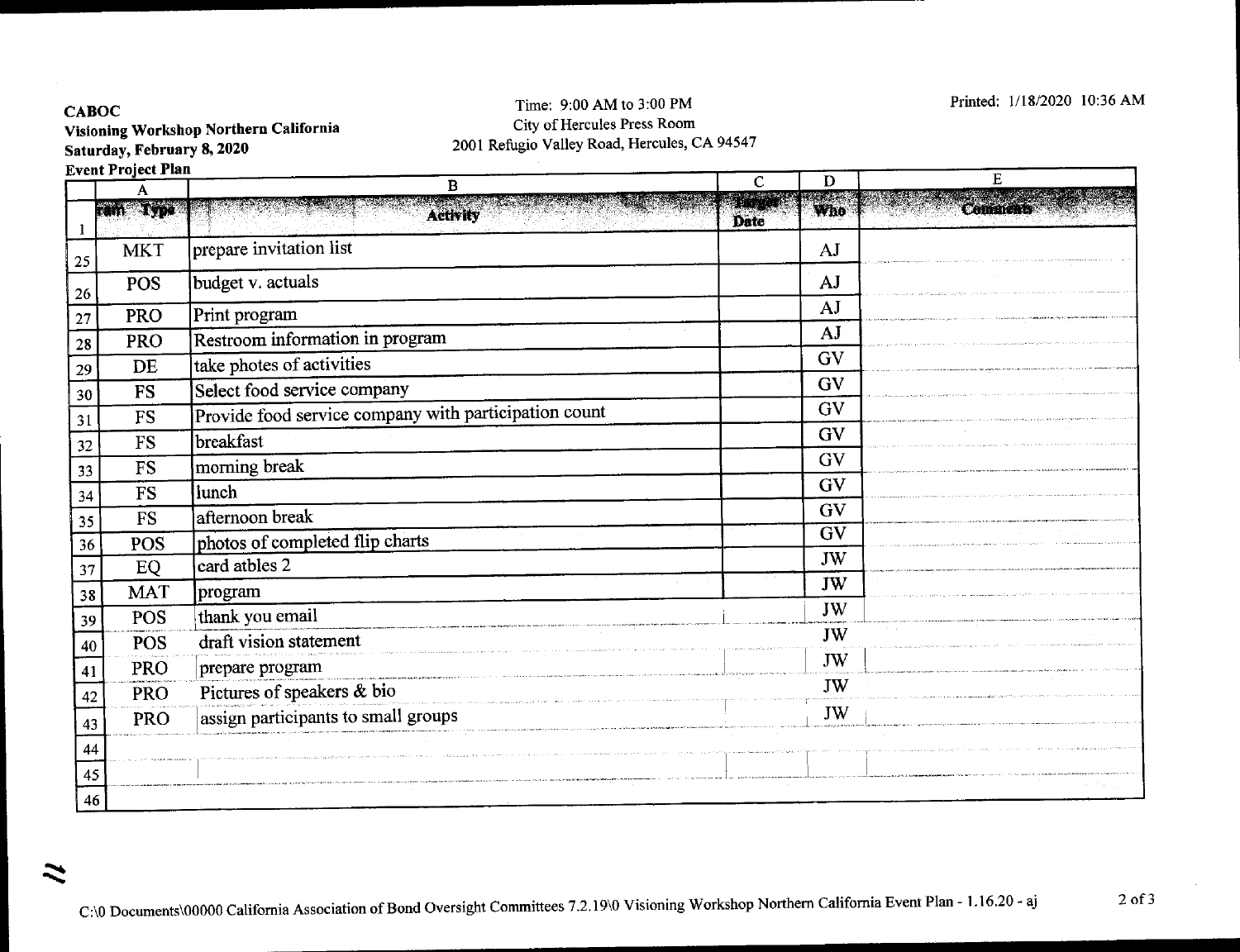**CABOC**
**Visioning Workshop Northern California**
**Saturday, February 8, 2020**
**Event Project Plan**

Time: 9:00 AM to 3:00 PM
City of Hercules Press Room
2001 Refugio Valley Road, Hercules, CA 94547

Printed: 1/18/2020 10:36 AM

| | A | B | C | D | E |
|---|---|---|---|---|---|
| 1 | ram Type | Activity | Target Date | Who | Comments |
| 25 | MKT | prepare invitation list | | AJ | |
| 26 | POS | budget v. actuals | | AJ | |
| 27 | PRO | Print program | | AJ | |
| 28 | PRO | Restroom information in program | | AJ | |
| 29 | DE | take photes of activities | | GV | |
| 30 | FS | Select food service company | | GV | |
| 31 | FS | Provide food service company with participation count | | GV | |
| 32 | FS | breakfast | | GV | |
| 33 | FS | morning break | | GV | |
| 34 | FS | lunch | | GV | |
| 35 | FS | afternoon break | | GV | |
| 36 | POS | photos of completed flip charts | | GV | |
| 37 | EQ | card atbles 2 | | JW | |
| 38 | MAT | program | | JW | |
| 39 | POS | thank you email | | JW | |
| 40 | POS | draft vision statement | | JW | |
| 41 | PRO | prepare program | | JW | |
| 42 | PRO | Pictures of speakers & bio | | JW | |
| 43 | PRO | assign participants to small groups | | JW | |
| 44 | | | | | |
| 45 | | | | | |
| 46 | | | | | |

C:\0 Documents\00000 California Association of Bond Oversight Committees 7.2.19\0 Visioning Workshop Northern California Event Plan - 1.16.20 - aj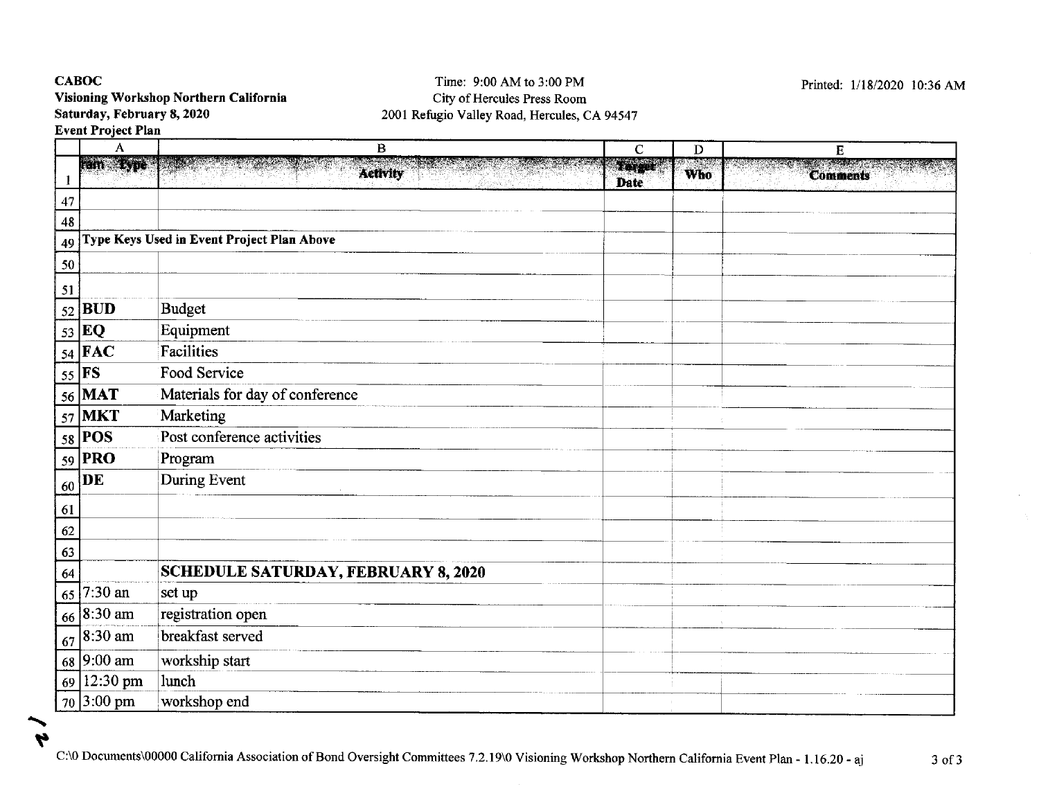**CABOC**
**Visioning Workshop Northern California**
**Saturday, February 8, 2020**
**Event Project Plan**

Time: 9:00 AM to 3:00 PM
City of Hercules Press Room
2001 Refugio Valley Road, Hercules, CA 94547

Printed: 1/18/2020 10:36 AM

| | A | B | C | D | E |
|---|---|---|---|---|---|
| 1 | Item Type | Activity | Target Date | Who | Comments |
| 47 | | | | | |
| 48 | | | | | |
| 49 | **Type Keys Used in Event Project Plan Above** | | | | |
| 50 | | | | | |
| 51 | | | | | |
| 52 | **BUD** | Budget | | | |
| 53 | **EQ** | Equipment | | | |
| 54 | **FAC** | Facilities | | | |
| 55 | **FS** | Food Service | | | |
| 56 | **MAT** | Materials for day of conference | | | |
| 57 | **MKT** | Marketing | | | |
| 58 | **POS** | Post conference activities | | | |
| 59 | **PRO** | Program | | | |
| 60 | **DE** | During Event | | | |
| 61 | | | | | |
| 62 | | | | | |
| 63 | | | | | |
| 64 | | **SCHEDULE SATURDAY, FEBRUARY 8, 2020** | | | |
| 65 | 7:30 an | set up | | | |
| 66 | 8:30 am | registration open | | | |
| 67 | 8:30 am | breakfast served | | | |
| 68 | 9:00 am | workship start | | | |
| 69 | 12:30 pm | lunch | | | |
| 70 | 3:00 pm | workshop end | | | |

C:\0 Documents\00000 California Association of Bond Oversight Committees 7.2.19\0 Visioning Workshop Northern California Event Plan - 1.16.20 - aj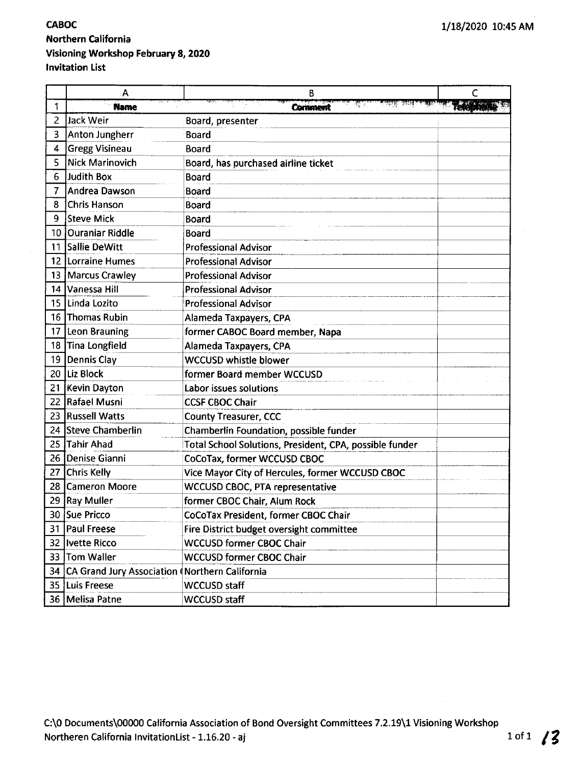**CABOC**
**Northern California**
**Visioning Workshop February 8, 2020**
**Invitation List**

1/18/2020 10:45 AM

| | A | B | C |
|---|---|---|---|
| 1 | **Name** | **Comment** | **Telephone** |
| 2 | Jack Weir | Board, presenter | |
| 3 | Anton Jungherr | Board | |
| 4 | Gregg Visineau | Board | |
| 5 | Nick Marinovich | Board, has purchased airline ticket | |
| 6 | Judith Box | Board | |
| 7 | Andrea Dawson | Board | |
| 8 | Chris Hanson | Board | |
| 9 | Steve Mick | Board | |
| 10 | Ouraniar Riddle | Board | |
| 11 | Sallie DeWitt | Professional Advisor | |
| 12 | Lorraine Humes | Professional Advisor | |
| 13 | Marcus Crawley | Professional Advisor | |
| 14 | Vanessa Hill | Professional Advisor | |
| 15 | Linda Lozito | Professional Advisor | |
| 16 | Thomas Rubin | Alameda Taxpayers, CPA | |
| 17 | Leon Brauning | former CABOC Board member, Napa | |
| 18 | Tina Longfield | Alameda Taxpayers, CPA | |
| 19 | Dennis Clay | WCCUSD whistle blower | |
| 20 | Liz Block | former Board member WCCUSD | |
| 21 | Kevin Dayton | Labor issues solutions | |
| 22 | Rafael Musni | CCSF CBOC Chair | |
| 23 | Russell Watts | County Treasurer, CCC | |
| 24 | Steve Chamberlin | Chamberlin Foundation, possible funder | |
| 25 | Tahir Ahad | Total School Solutions, President, CPA, possible funder | |
| 26 | Denise Gianni | CoCoTax, former WCCUSD CBOC | |
| 27 | Chris Kelly | Vice Mayor City of Hercules, former WCCUSD CBOC | |
| 28 | Cameron Moore | WCCUSD CBOC, PTA representative | |
| 29 | Ray Muller | former CBOC Chair, Alum Rock | |
| 30 | Sue Pricco | CoCoTax President, former CBOC Chair | |
| 31 | Paul Freese | Fire District budget oversight committee | |
| 32 | Ivette Ricco | WCCUSD former CBOC Chair | |
| 33 | Tom Waller | WCCUSD former CBOC Chair | |
| 34 | CA Grand Jury Association ( | Northern California | |
| 35 | Luis Freese | WCCUSD staff | |
| 36 | Melisa Patne | WCCUSD staff | |

C:\0 Documents\00000 California Association of Bond Oversight Committees 7.2.19\1 Visioning Workshop Northeren California InvitationList - 1.16.20 - aj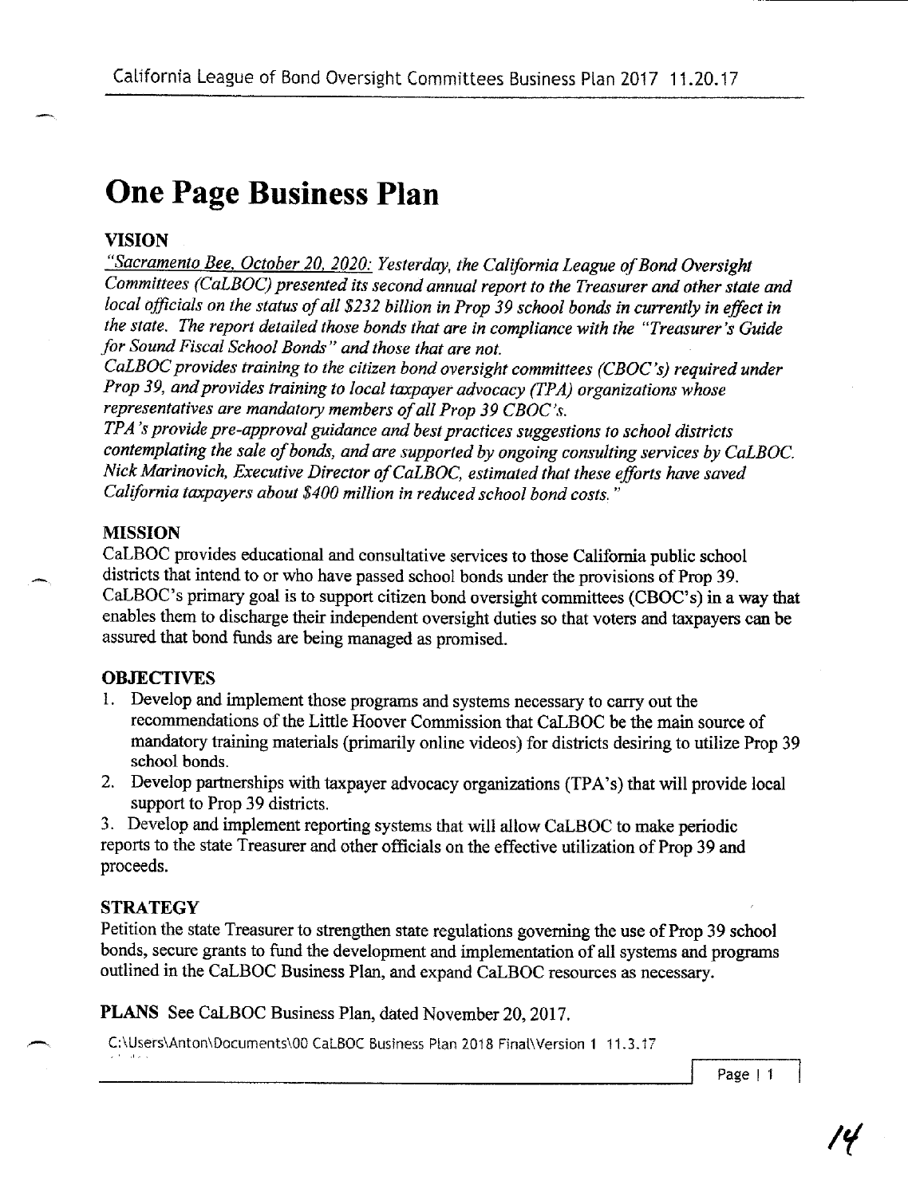# One Page Business Plan

## VISION

*"Sacramento Bee, October 20, 2020: Yesterday, the California League of Bond Oversight Committees (CaLBOC) presented its second annual report to the Treasurer and other state and local officials on the status of all $232 billion in Prop 39 school bonds in currently in effect in the state. The report detailed those bonds that are in compliance with the "Treasurer's Guide for Sound Fiscal School Bonds" and those that are not.*

*CaLBOC provides training to the citizen bond oversight committees (CBOC's) required under Prop 39, and provides training to local taxpayer advocacy (TPA) organizations whose representatives are mandatory members of all Prop 39 CBOC's.*

*TPA's provide pre-approval guidance and best practices suggestions to school districts contemplating the sale of bonds, and are supported by ongoing consulting services by CaLBOC. Nick Marinovich, Executive Director of CaLBOC, estimated that these efforts have saved California taxpayers about $400 million in reduced school bond costs."*

## MISSION

CaLBOC provides educational and consultative services to those California public school districts that intend to or who have passed school bonds under the provisions of Prop 39. CaLBOC's primary goal is to support citizen bond oversight committees (CBOC's) in a way that enables them to discharge their independent oversight duties so that voters and taxpayers can be assured that bond funds are being managed as promised.

## OBJECTIVES

1. Develop and implement those programs and systems necessary to carry out the recommendations of the Little Hoover Commission that CaLBOC be the main source of mandatory training materials (primarily online videos) for districts desiring to utilize Prop 39 school bonds.
2. Develop partnerships with taxpayer advocacy organizations (TPA's) that will provide local support to Prop 39 districts.
3. Develop and implement reporting systems that will allow CaLBOC to make periodic reports to the state Treasurer and other officials on the effective utilization of Prop 39 and proceeds.

## STRATEGY

Petition the state Treasurer to strengthen state regulations governing the use of Prop 39 school bonds, secure grants to fund the development and implementation of all systems and programs outlined in the CaLBOC Business Plan, and expand CaLBOC resources as necessary.

**PLANS** See CaLBOC Business Plan, dated November 20, 2017.

C:\Users\Anton\Documents\00 CaLBOC Business Plan 2018 Final\Version 1 11.3.17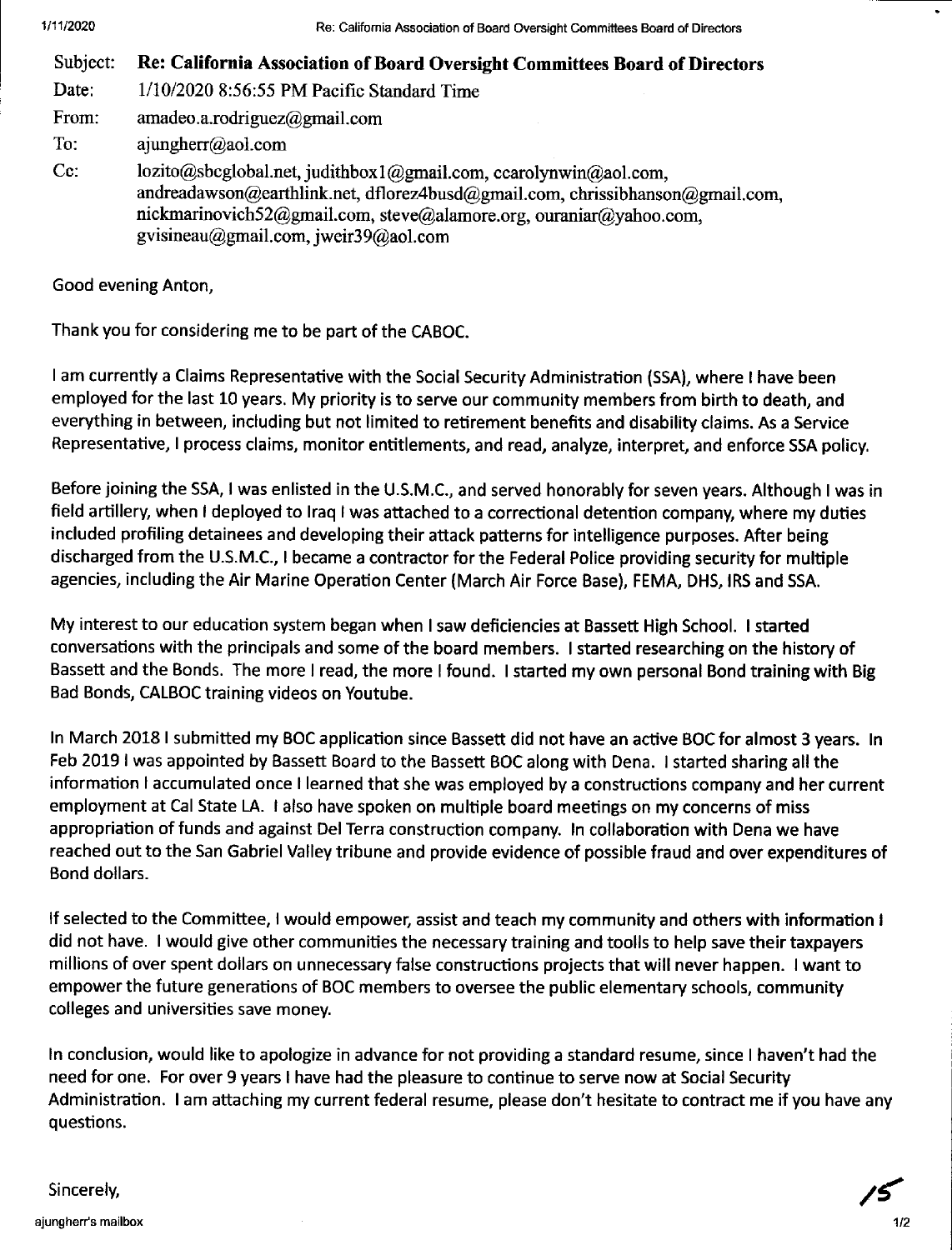| | |
|---|---|
| Subject: | **Re: California Association of Board Oversight Committees Board of Directors** |
| Date: | 1/10/2020 8:56:55 PM Pacific Standard Time |
| From: | amadeo.a.rodriguez@gmail.com |
| To: | ajungherr@aol.com |
| Cc: | lozito@sbcglobal.net, judithbox1@gmail.com, ccarolynwin@aol.com, andreadawson@earthlink.net, dflorez4busd@gmail.com, chrissibhanson@gmail.com, nickmarinovich52@gmail.com, steve@alamore.org, ouraniar@yahoo.com, gvisineau@gmail.com, jweir39@aol.com |

Good evening Anton,

Thank you for considering me to be part of the CABOC.

I am currently a Claims Representative with the Social Security Administration (SSA), where I have been employed for the last 10 years. My priority is to serve our community members from birth to death, and everything in between, including but not limited to retirement benefits and disability claims. As a Service Representative, I process claims, monitor entitlements, and read, analyze, interpret, and enforce SSA policy.

Before joining the SSA, I was enlisted in the U.S.M.C., and served honorably for seven years. Although I was in field artillery, when I deployed to Iraq I was attached to a correctional detention company, where my duties included profiling detainees and developing their attack patterns for intelligence purposes. After being discharged from the U.S.M.C., I became a contractor for the Federal Police providing security for multiple agencies, including the Air Marine Operation Center (March Air Force Base), FEMA, DHS, IRS and SSA.

My interest to our education system began when I saw deficiencies at Bassett High School. I started conversations with the principals and some of the board members. I started researching on the history of Bassett and the Bonds. The more I read, the more I found. I started my own personal Bond training with Big Bad Bonds, CALBOC training videos on Youtube.

In March 2018 I submitted my BOC application since Bassett did not have an active BOC for almost 3 years. In Feb 2019 I was appointed by Bassett Board to the Bassett BOC along with Dena. I started sharing all the information I accumulated once I learned that she was employed by a constructions company and her current employment at Cal State LA. I also have spoken on multiple board meetings on my concerns of miss appropriation of funds and against Del Terra construction company. In collaboration with Dena we have reached out to the San Gabriel Valley tribune and provide evidence of possible fraud and over expenditures of Bond dollars.

If selected to the Committee, I would empower, assist and teach my community and others with information I did not have. I would give other communities the necessary training and toolls to help save their taxpayers millions of over spent dollars on unnecessary false constructions projects that will never happen. I want to empower the future generations of BOC members to oversee the public elementary schools, community colleges and universities save money.

In conclusion, would like to apologize in advance for not providing a standard resume, since I haven't had the need for one. For over 9 years I have had the pleasure to continue to serve now at Social Security Administration. I am attaching my current federal resume, please don't hesitate to contract me if you have any questions.

Sincerely,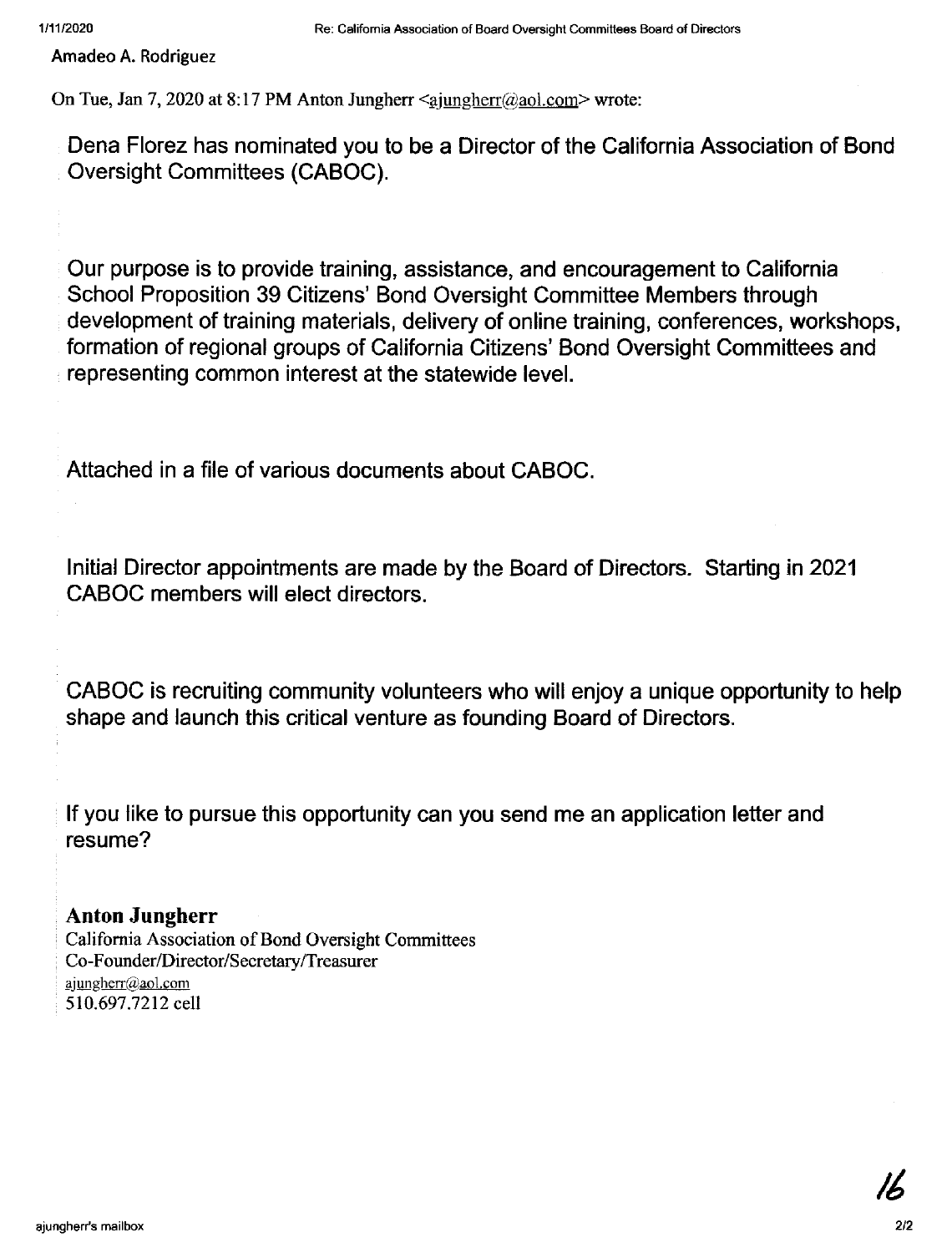Amadeo A. Rodriguez

On Tue, Jan 7, 2020 at 8:17 PM Anton Jungherr <ajungherr@aol.com> wrote:

Dena Florez has nominated you to be a Director of the California Association of Bond Oversight Committees (CABOC).

Our purpose is to provide training, assistance, and encouragement to California School Proposition 39 Citizens' Bond Oversight Committee Members through development of training materials, delivery of online training, conferences, workshops, formation of regional groups of California Citizens' Bond Oversight Committees and representing common interest at the statewide level.

Attached in a file of various documents about CABOC.

Initial Director appointments are made by the Board of Directors. Starting in 2021 CABOC members will elect directors.

CABOC is recruiting community volunteers who will enjoy a unique opportunity to help shape and launch this critical venture as founding Board of Directors.

If you like to pursue this opportunity can you send me an application letter and resume?

**Anton Jungherr**
California Association of Bond Oversight Committees
Co-Founder/Director/Secretary/Treasurer
ajungherr@aol.com
510.697.7212 cell

16